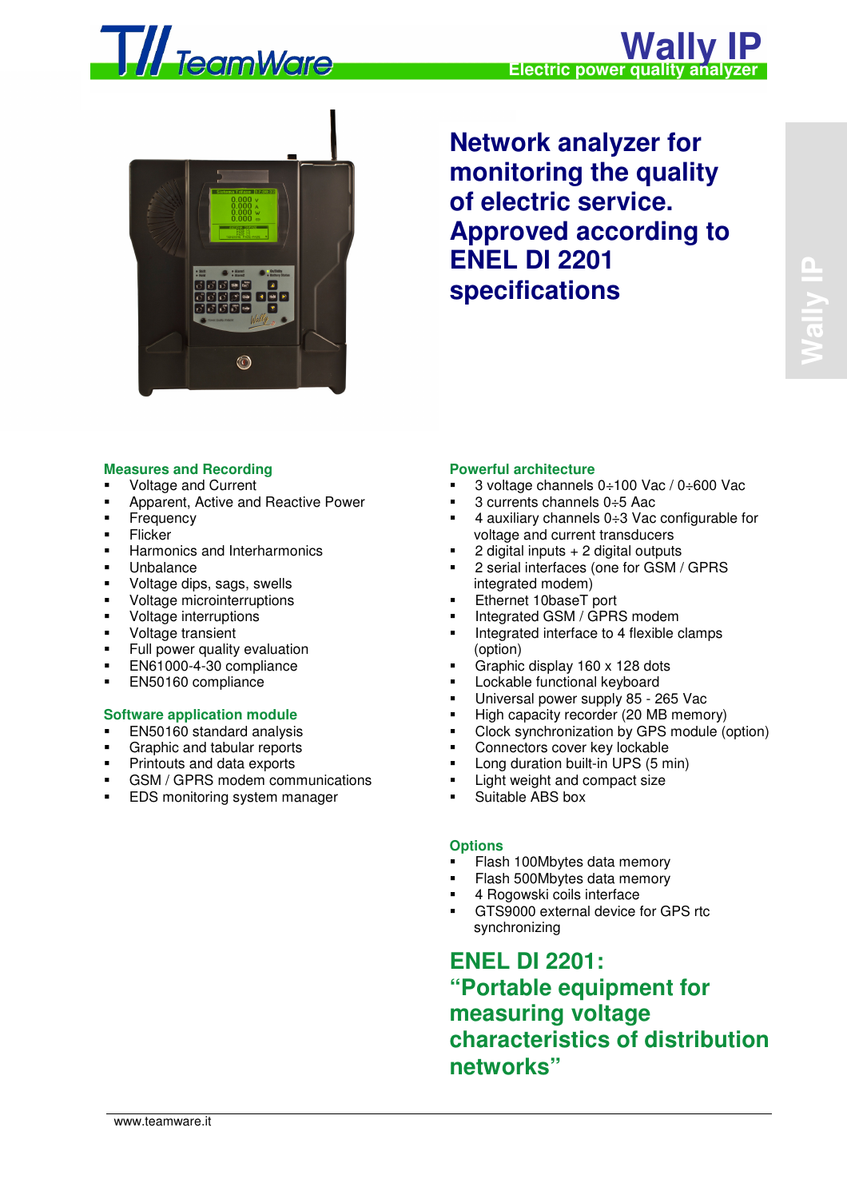# Wally IP

**Electric power quality analyzer**

## Network analyzer for monitoring the quality of electric service. Approved according to ENEL DI 2201 specifications

### Measures and Recording

- Voltage and Current
- Apparent, Active and Reactive Power
- Frequency
- Flicker
- Harmonics and Interharmonics
- Unbalance
- Voltage dips, sags, swells
- Voltage microinterruptions
- Voltage interruptions
- Voltage transient
- Full power quality evaluation
- EN61000-4-30 compliance
- EN50160 compliance

### Software application module

- EN50160 standard analysis
- Graphic and tabular reports
- Printouts and data exports
- GSM / GPRS modem communications
- EDS monitoring system manager

### Powerful architecture

- 3 voltage channels 0÷100 Vac / 0÷600 Vac
- 3 currents channels 0÷5 Aac
- 4 auxiliary channels 0÷3 Vac configurable for voltage and current transducers
- 2 digital inputs + 2 digital outputs
- 2 serial interfaces (one for GSM / GPRS integrated modem)
- Ethernet 10baseT port
- Integrated GSM / GPRS modem
- Integrated interface to 4 flexible clamps (option)
- Graphic display 160 x 128 dots
- Lockable functional keyboard
- Universal power supply 85 - 265 Vac
- High capacity recorder (20 MB memory)
- Clock synchronization by GPS module (option)
- Connectors cover key lockable
- Long duration built-in UPS (5 min)
- Light weight and compact size
- Suitable ABS box

### Options

- Flash 100Mbytes data memory
- Flash 500Mbytes data memory
- 4 Rogowski coils interface
- GTS9000 external device for GPS rtc synchronizing

## ENEL DI 2201: "Portable equipment for measuring voltage characteristics of distribution networks"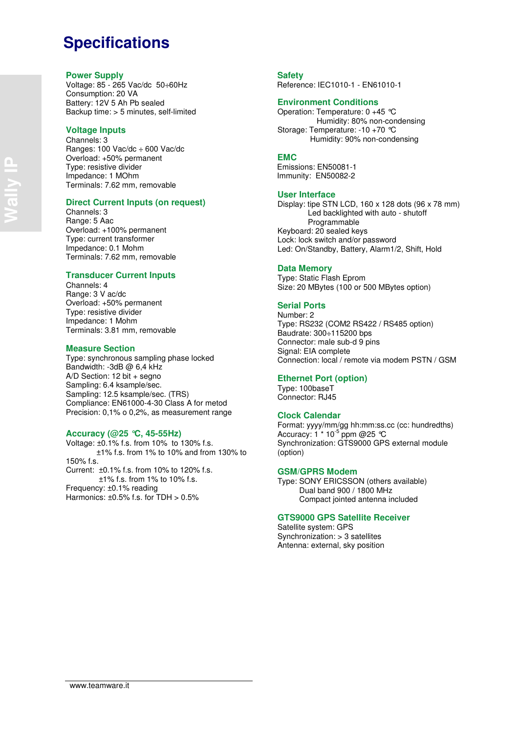# Specifications

## Power Supply

Voltage: 85 - 265 Vac/dc  50÷60Hz
Consumption: 20 VA
Battery: 12V 5 Ah Pb sealed
Backup time: > 5 minutes, self-limited

## Voltage Inputs

Channels: 3
Ranges: 100 Vac/dc ÷ 600 Vac/dc
Overload: +50% permanent
Type: resistive divider
Impedance: 1 MOhm
Terminals: 7.62 mm, removable

## Direct Current Inputs (on request)

Channels: 3
Range: 5 Aac
Overload: +100% permanent
Type: current transformer
Impedance: 0.1 Mohm
Terminals: 7.62 mm, removable

## Transducer Current Inputs

Channels: 4
Range: 3 V ac/dc
Overload: +50% permanent
Type: resistive divider
Impedance: 1 Mohm
Terminals: 3.81 mm, removable

## Measure Section

Type: synchronous sampling phase locked
Bandwidth: -3dB @ 6,4 kHz
A/D Section: 12 bit + segno
Sampling: 6.4 ksample/sec.
Sampling: 12.5 ksample/sec. (TRS)
Compliance: EN61000-4-30 Class A for metod
Precision: 0,1% o 0,2%, as measurement range

## Accuracy (@25 °C, 45-55Hz)

Voltage: ±0.1% f.s. from 10%  to 130% f.s.
±1% f.s. from 1% to 10% and from 130% to 150% f.s.
Current:  ±0.1% f.s. from 10% to 120% f.s.
±1% f.s. from 1% to 10% f.s.
Frequency: ±0.1% reading
Harmonics: ±0.5% f.s. for TDH > 0.5%

## Safety

Reference: IEC1010-1 - EN61010-1

## Environment Conditions

Operation: Temperature: 0 +45 °C
Humidity: 80% non-condensing
Storage: Temperature: -10 +70 °C
Humidity: 90% non-condensing

## EMC

Emissions: EN50081-1
Immunity:  EN50082-2

## User Interface

Display: tipe STN LCD, 160 x 128 dots (96 x 78 mm)
Led backlighted with auto - shutoff
Programmable
Keyboard: 20 sealed keys
Lock: lock switch and/or password
Led: On/Standby, Battery, Alarm1/2, Shift, Hold

## Data Memory

Type: Static Flash Eprom
Size: 20 MBytes (100 or 500 MBytes option)

## Serial Ports

Number: 2
Type: RS232 (COM2 RS422 / RS485 option)
Baudrate: 300÷115200 bps
Connector: male sub-d 9 pins
Signal: EIA complete
Connection: local / remote via modem PSTN / GSM

## Ethernet Port (option)

Type: 100baseT
Connector: RJ45

## Clock Calendar

Format: yyyy/mm/gg hh:mm:ss.cc (cc: hundredths)
Accuracy: $1 * 10^{-5}$ ppm @25 °C
Synchronization: GTS9000 GPS external module (option)

## GSM/GPRS Modem

Type: SONY ERICSSON (others available)
Dual band 900 / 1800 MHz
Compact jointed antenna included

## GTS9000 GPS Satellite Receiver

Satellite system: GPS
Synchronization: > 3 satellites
Antenna: external, sky position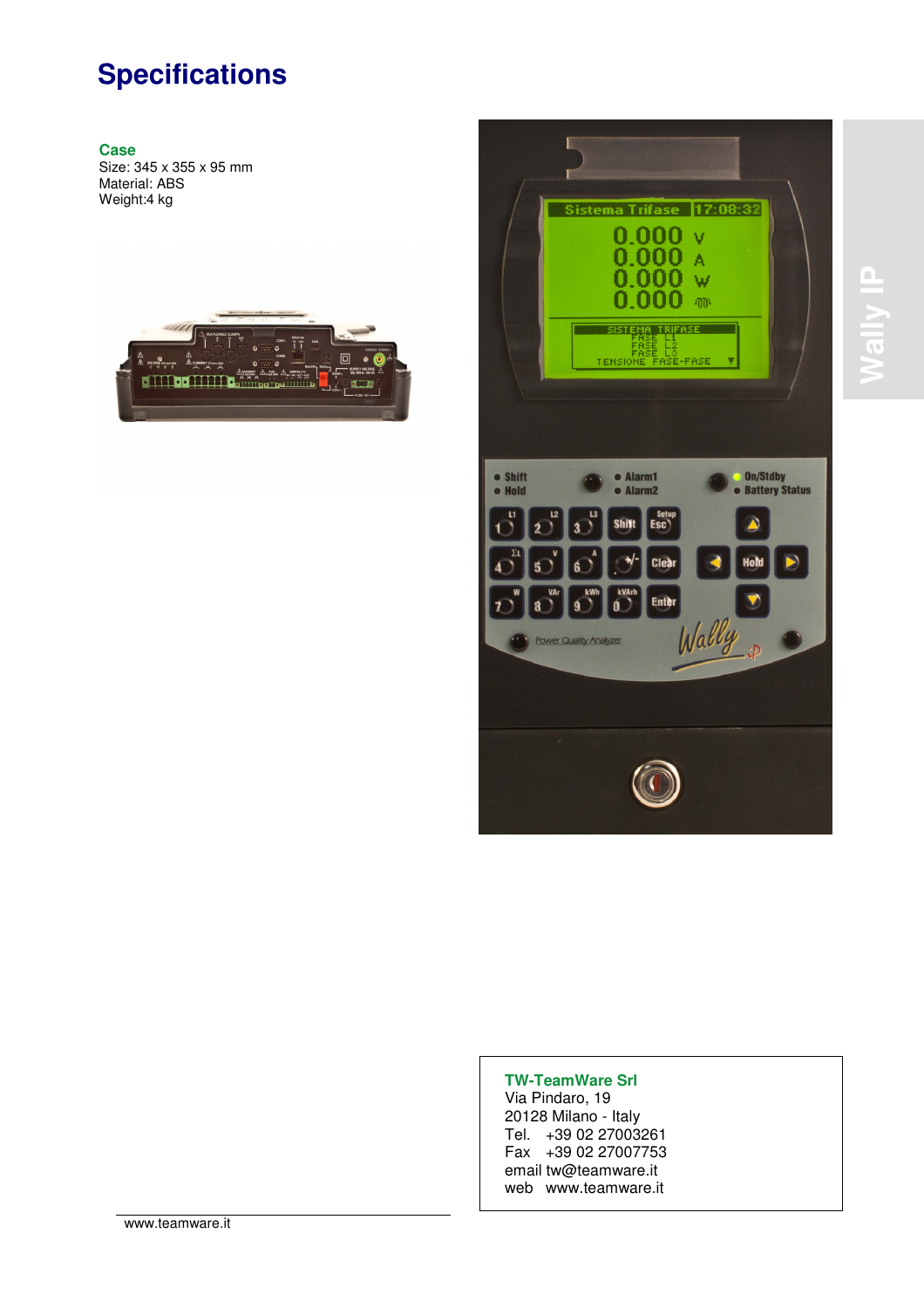# Specifications

**Case**
Size: 345 x 355 x 95 mm
Material: ABS
Weight:4 kg

Wally IP

**TW-TeamWare Srl**
Via Pindaro, 19
20128 Milano - Italy
Tel. +39 02 27003261
Fax +39 02 27007753
email tw@teamware.it
web www.teamware.it